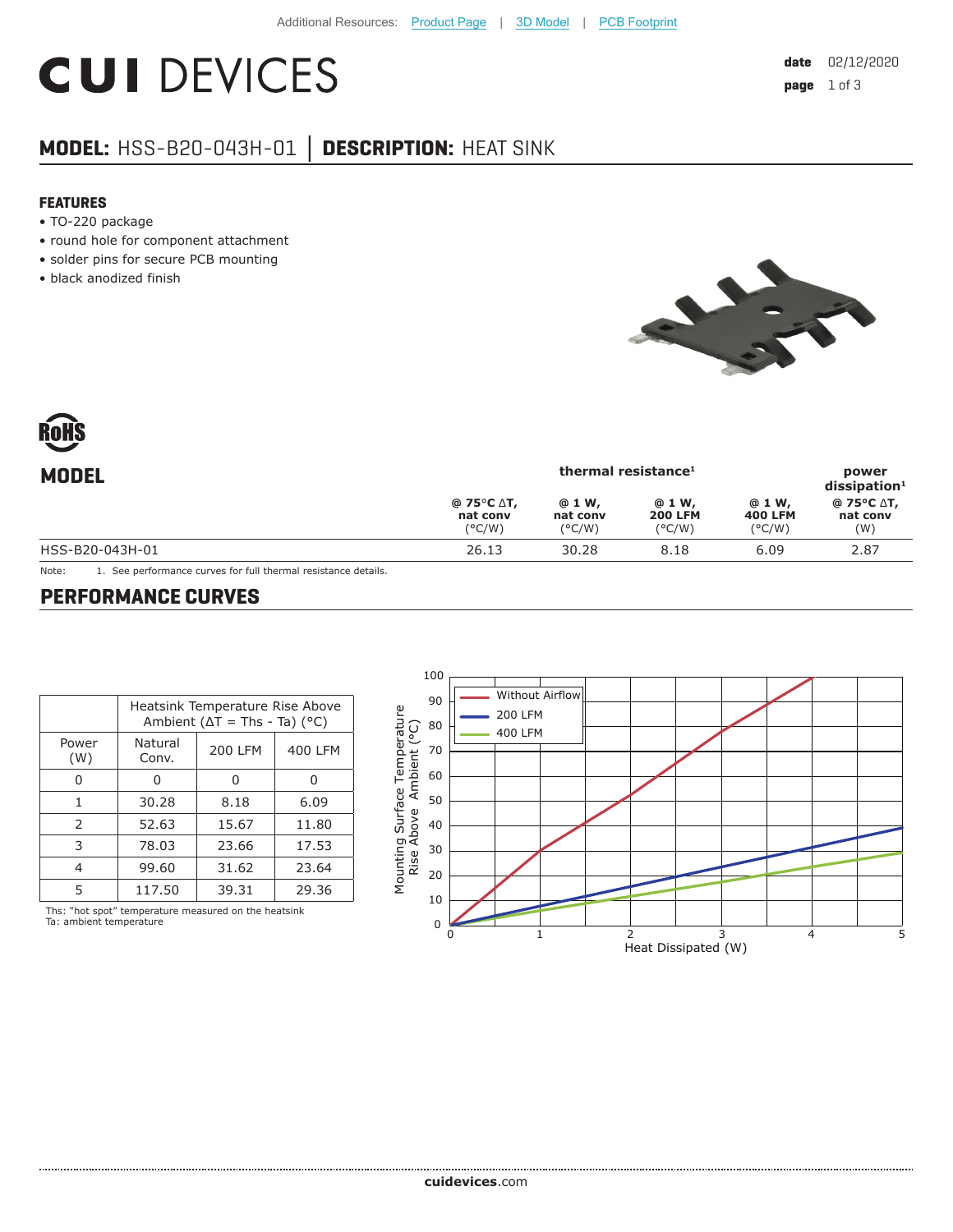Additional Resources: Product Page | 3D Model | PCB Footprint

# CUI DEVICES

**date** 02/12/2020

## MODEL: HSS-B20-043H-01 | DESCRIPTION: HEAT SINK

### FEATURES

- TO-220 package
- round hole for component attachment
- solder pins for secure PCB mounting
- black anodized finish

RoHS

| MODEL | thermal resistance[1] | | | | power dissipation[1] |
|---|---|---|---|---|---|
| | @ 75°C ΔT, nat conv (°C/W) | @ 1 W, nat conv (°C/W) | @ 1 W, 200 LFM (°C/W) | @ 1 W, 400 LFM (°C/W) | @ 75°C ΔT, nat conv (W) |
| HSS-B20-043H-01 | 26.13 | 30.28 | 8.18 | 6.09 | 2.87 |

Note: 1. See performance curves for full thermal resistance details.

## PERFORMANCE CURVES

| Power (W) | Heatsink Temperature Rise Above Ambient (ΔT = Ths - Ta) (°C) | | |
|---|---|---|---|
| | Natural Conv. | 200 LFM | 400 LFM |
| 0 | 0 | 0 | 0 |
| 1 | 30.28 | 8.18 | 6.09 |
| 2 | 52.63 | 15.67 | 11.80 |
| 3 | 78.03 | 23.66 | 17.53 |
| 4 | 99.60 | 31.62 | 23.64 |
| 5 | 117.50 | 39.31 | 29.36 |

Ths: "hot spot" temperature measured on the heatsink
Ta: ambient temperature

Mounting Surface Temperature Rise Above Ambient (°C)
100
90
80
70
60
50
40
30
20
10
0
Without Airflow
200 LFM
400 LFM
0 1 2 3 4 5
Heat Dissipated (W)

**cuidevices**.com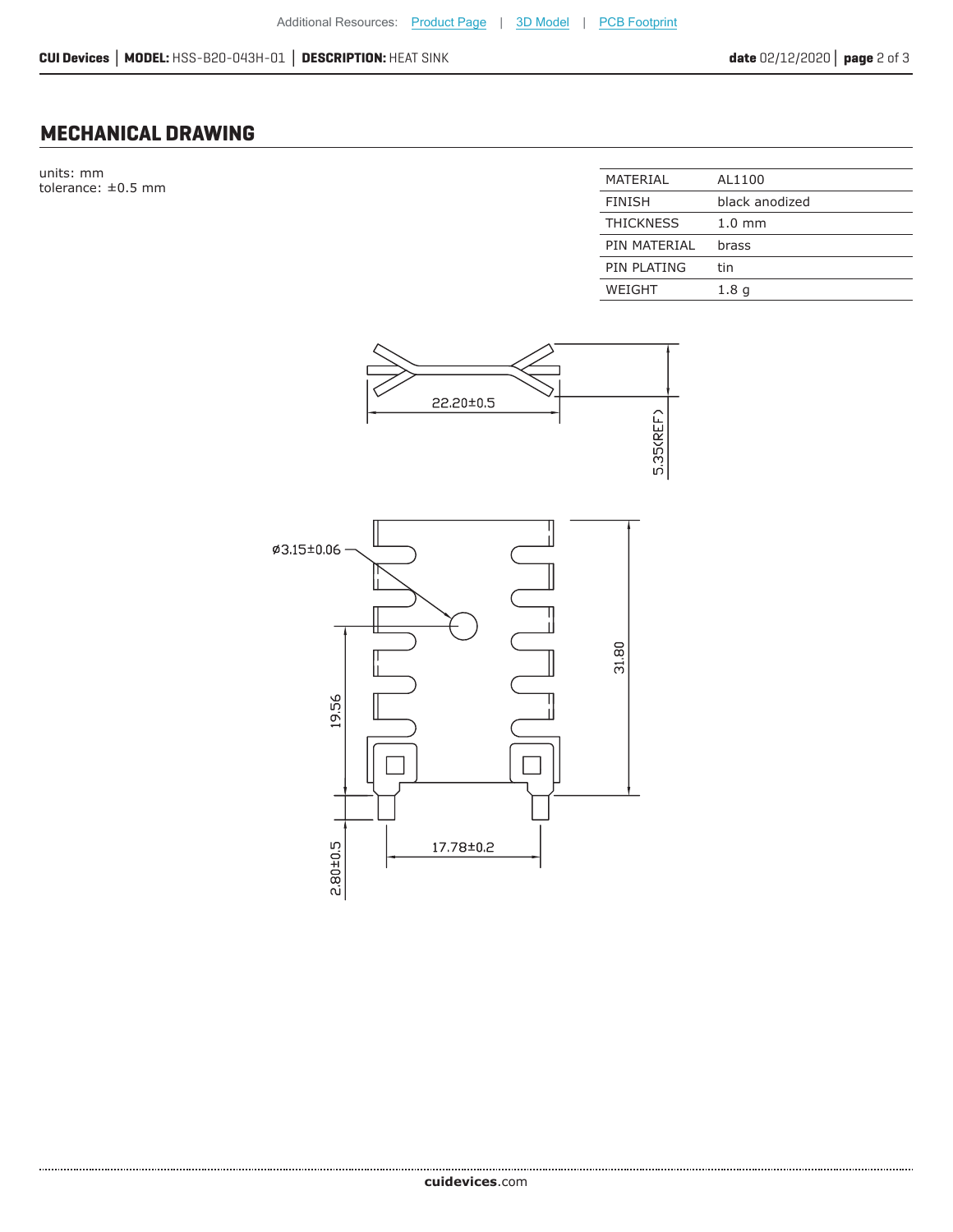## MECHANICAL DRAWING

units: mm
tolerance: ±0.5 mm

| | |
|---|---|
| MATERIAL | AL1100 |
| FINISH | black anodized |
| THICKNESS | 1.0 mm |
| PIN MATERIAL | brass |
| PIN PLATING | tin |
| WEIGHT | 1.8 g |

22.20±0.5

5.35(REF)

ø3.15±0.06

31.80

19.56

17.78±0.2

2.80±0.5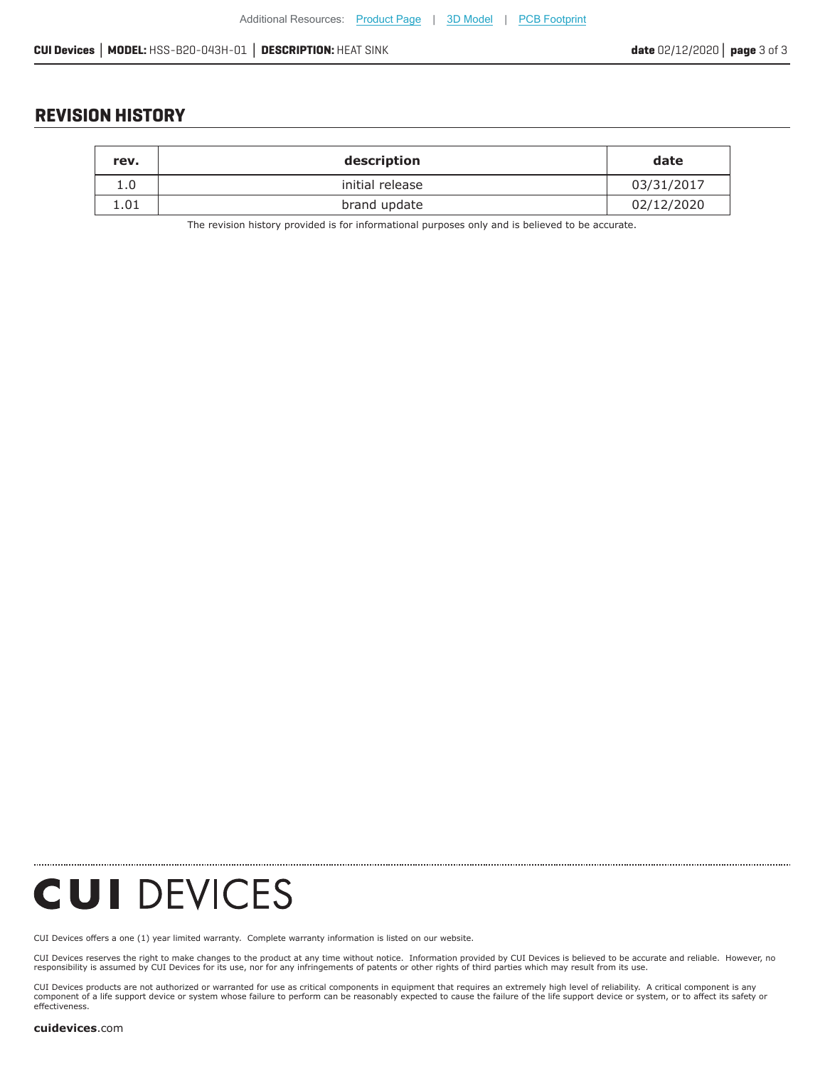## REVISION HISTORY

| rev. | description | date |
| --- | --- | --- |
| 1.0 | initial release | 03/31/2017 |
| 1.01 | brand update | 02/12/2020 |

The revision history provided is for informational purposes only and is believed to be accurate.

**CUI** DEVICES

CUI Devices offers a one (1) year limited warranty. Complete warranty information is listed on our website.

CUI Devices reserves the right to make changes to the product at any time without notice. Information provided by CUI Devices is believed to be accurate and reliable. However, no responsibility is assumed by CUI Devices for its use, nor for any infringements of patents or other rights of third parties which may result from its use.

CUI Devices products are not authorized or warranted for use as critical components in equipment that requires an extremely high level of reliability. A critical component is any component of a life support device or system whose failure to perform can be reasonably expected to cause the failure of the life support device or system, or to affect its safety or effectiveness.

**cuidevices**.com